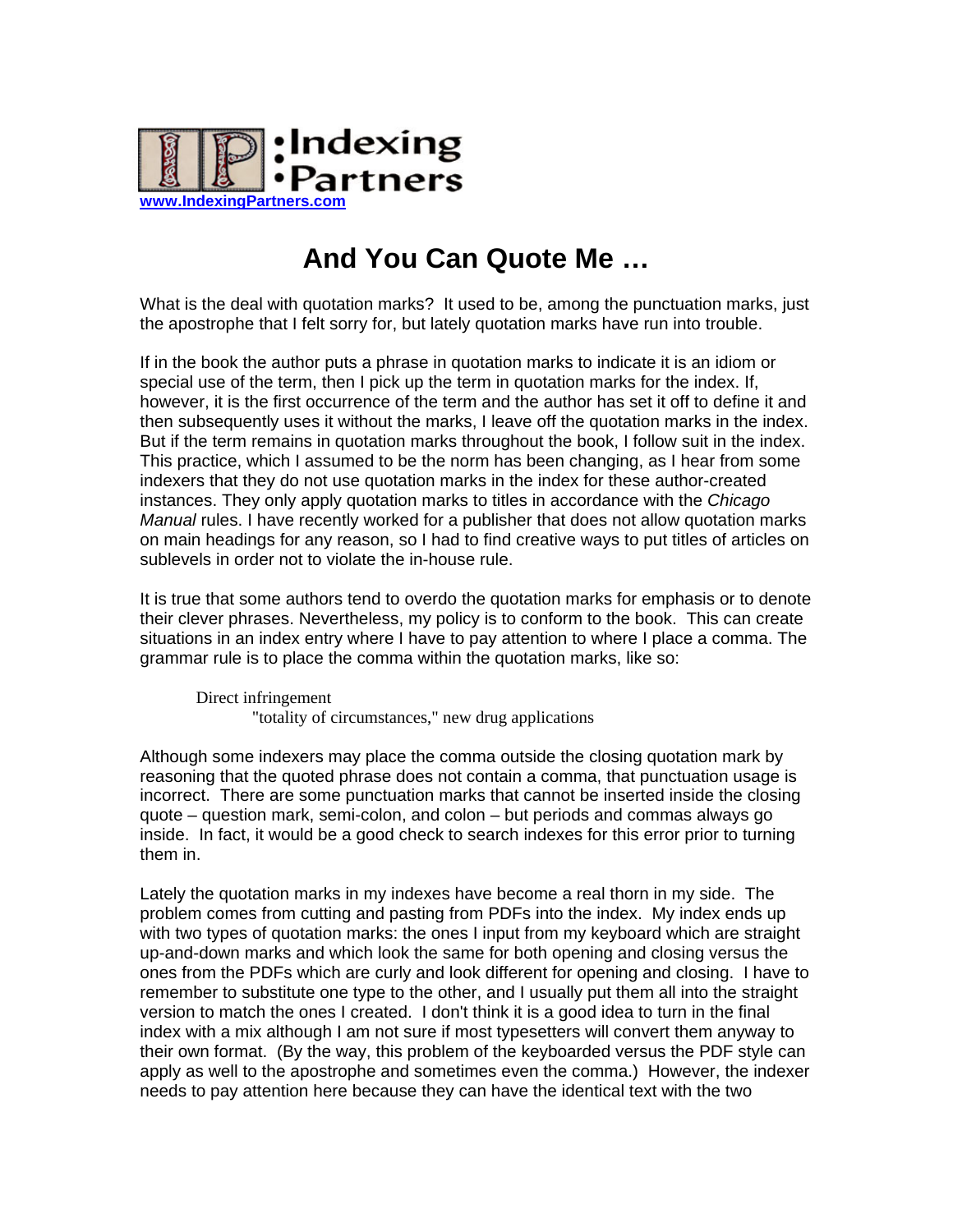IP :Indexing •Partners

www.IndexingPartners.com

# And You Can Quote Me …

What is the deal with quotation marks? It used to be, among the punctuation marks, just the apostrophe that I felt sorry for, but lately quotation marks have run into trouble.

If in the book the author puts a phrase in quotation marks to indicate it is an idiom or special use of the term, then I pick up the term in quotation marks for the index. If, however, it is the first occurrence of the term and the author has set it off to define it and then subsequently uses it without the marks, I leave off the quotation marks in the index. But if the term remains in quotation marks throughout the book, I follow suit in the index. This practice, which I assumed to be the norm has been changing, as I hear from some indexers that they do not use quotation marks in the index for these author-created instances. They only apply quotation marks to titles in accordance with the *Chicago Manual* rules. I have recently worked for a publisher that does not allow quotation marks on main headings for any reason, so I had to find creative ways to put titles of articles on sublevels in order not to violate the in-house rule.

It is true that some authors tend to overdo the quotation marks for emphasis or to denote their clever phrases. Nevertheless, my policy is to conform to the book. This can create situations in an index entry where I have to pay attention to where I place a comma. The grammar rule is to place the comma within the quotation marks, like so:

> Direct infringement
>
> "totality of circumstances," new drug applications

Although some indexers may place the comma outside the closing quotation mark by reasoning that the quoted phrase does not contain a comma, that punctuation usage is incorrect. There are some punctuation marks that cannot be inserted inside the closing quote – question mark, semi-colon, and colon – but periods and commas always go inside. In fact, it would be a good check to search indexes for this error prior to turning them in.

Lately the quotation marks in my indexes have become a real thorn in my side. The problem comes from cutting and pasting from PDFs into the index. My index ends up with two types of quotation marks: the ones I input from my keyboard which are straight up-and-down marks and which look the same for both opening and closing versus the ones from the PDFs which are curly and look different for opening and closing. I have to remember to substitute one type to the other, and I usually put them all into the straight version to match the ones I created. I don't think it is a good idea to turn in the final index with a mix although I am not sure if most typesetters will convert them anyway to their own format. (By the way, this problem of the keyboarded versus the PDF style can apply as well to the apostrophe and sometimes even the comma.) However, the indexer needs to pay attention here because they can have the identical text with the two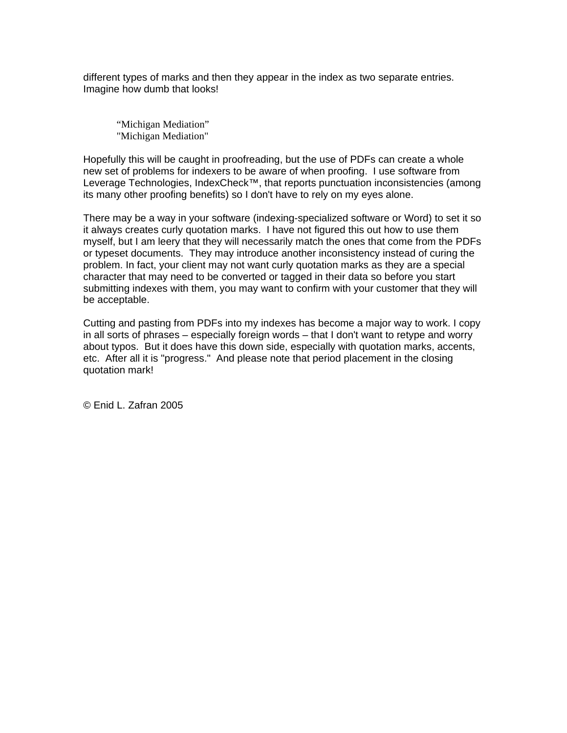different types of marks and then they appear in the index as two separate entries. Imagine how dumb that looks!

> “Michigan Mediation”
> "Michigan Mediation"

Hopefully this will be caught in proofreading, but the use of PDFs can create a whole new set of problems for indexers to be aware of when proofing. I use software from Leverage Technologies, IndexCheck™, that reports punctuation inconsistencies (among its many other proofing benefits) so I don't have to rely on my eyes alone.

There may be a way in your software (indexing-specialized software or Word) to set it so it always creates curly quotation marks. I have not figured this out how to use them myself, but I am leery that they will necessarily match the ones that come from the PDFs or typeset documents. They may introduce another inconsistency instead of curing the problem. In fact, your client may not want curly quotation marks as they are a special character that may need to be converted or tagged in their data so before you start submitting indexes with them, you may want to confirm with your customer that they will be acceptable.

Cutting and pasting from PDFs into my indexes has become a major way to work. I copy in all sorts of phrases – especially foreign words – that I don't want to retype and worry about typos. But it does have this down side, especially with quotation marks, accents, etc. After all it is "progress." And please note that period placement in the closing quotation mark!

© Enid L. Zafran 2005